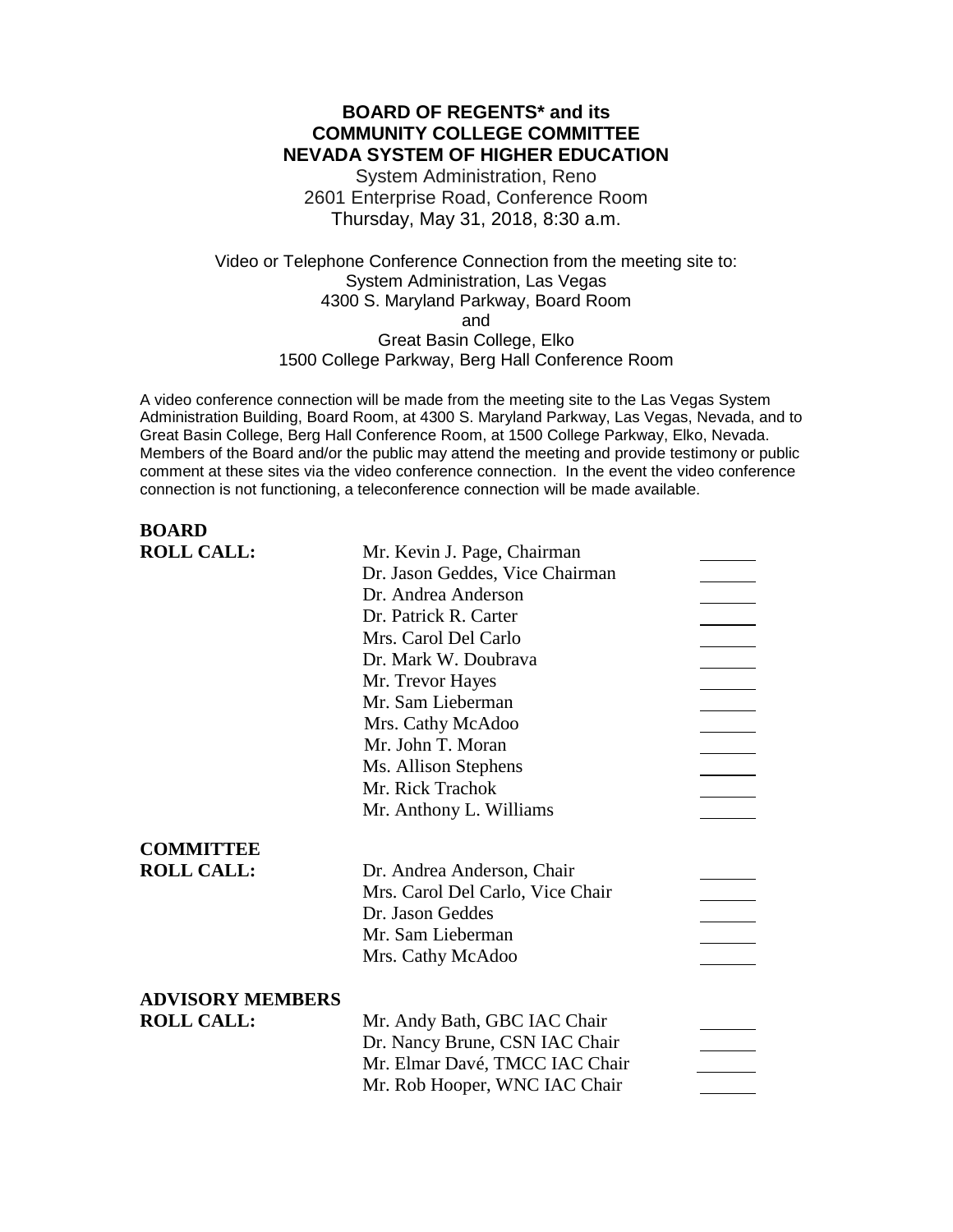**BOARD OF REGENTS* and its**
**COMMUNITY COLLEGE COMMITTEE**
**NEVADA SYSTEM OF HIGHER EDUCATION**

System Administration, Reno
2601 Enterprise Road, Conference Room
Thursday, May 31, 2018, 8:30 a.m.

Video or Telephone Conference Connection from the meeting site to:
System Administration, Las Vegas
4300 S. Maryland Parkway, Board Room
and
Great Basin College, Elko
1500 College Parkway, Berg Hall Conference Room

A video conference connection will be made from the meeting site to the Las Vegas System Administration Building, Board Room, at 4300 S. Maryland Parkway, Las Vegas, Nevada, and to Great Basin College, Berg Hall Conference Room, at 1500 College Parkway, Elko, Nevada. Members of the Board and/or the public may attend the meeting and provide testimony or public comment at these sites via the video conference connection. In the event the video conference connection is not functioning, a teleconference connection will be made available.

**BOARD ROLL CALL:**

| | |
|---|---|
| Mr. Kevin J. Page, Chairman | ______ |
| Dr. Jason Geddes, Vice Chairman | ______ |
| Dr. Andrea Anderson | ______ |
| Dr. Patrick R. Carter | ______ |
| Mrs. Carol Del Carlo | ______ |
| Dr. Mark W. Doubrava | ______ |
| Mr. Trevor Hayes | ______ |
| Mr. Sam Lieberman | ______ |
| Mrs. Cathy McAdoo | ______ |
| Mr. John T. Moran | ______ |
| Ms. Allison Stephens | ______ |
| Mr. Rick Trachok | ______ |
| Mr. Anthony L. Williams | ______ |

**COMMITTEE ROLL CALL:**

| | |
|---|---|
| Dr. Andrea Anderson, Chair | ______ |
| Mrs. Carol Del Carlo, Vice Chair | ______ |
| Dr. Jason Geddes | ______ |
| Mr. Sam Lieberman | ______ |
| Mrs. Cathy McAdoo | ______ |

**ADVISORY MEMBERS ROLL CALL:**

| | |
|---|---|
| Mr. Andy Bath, GBC IAC Chair | ______ |
| Dr. Nancy Brune, CSN IAC Chair | ______ |
| Mr. Elmar Davé, TMCC IAC Chair | ______ |
| Mr. Rob Hooper, WNC IAC Chair | ______ |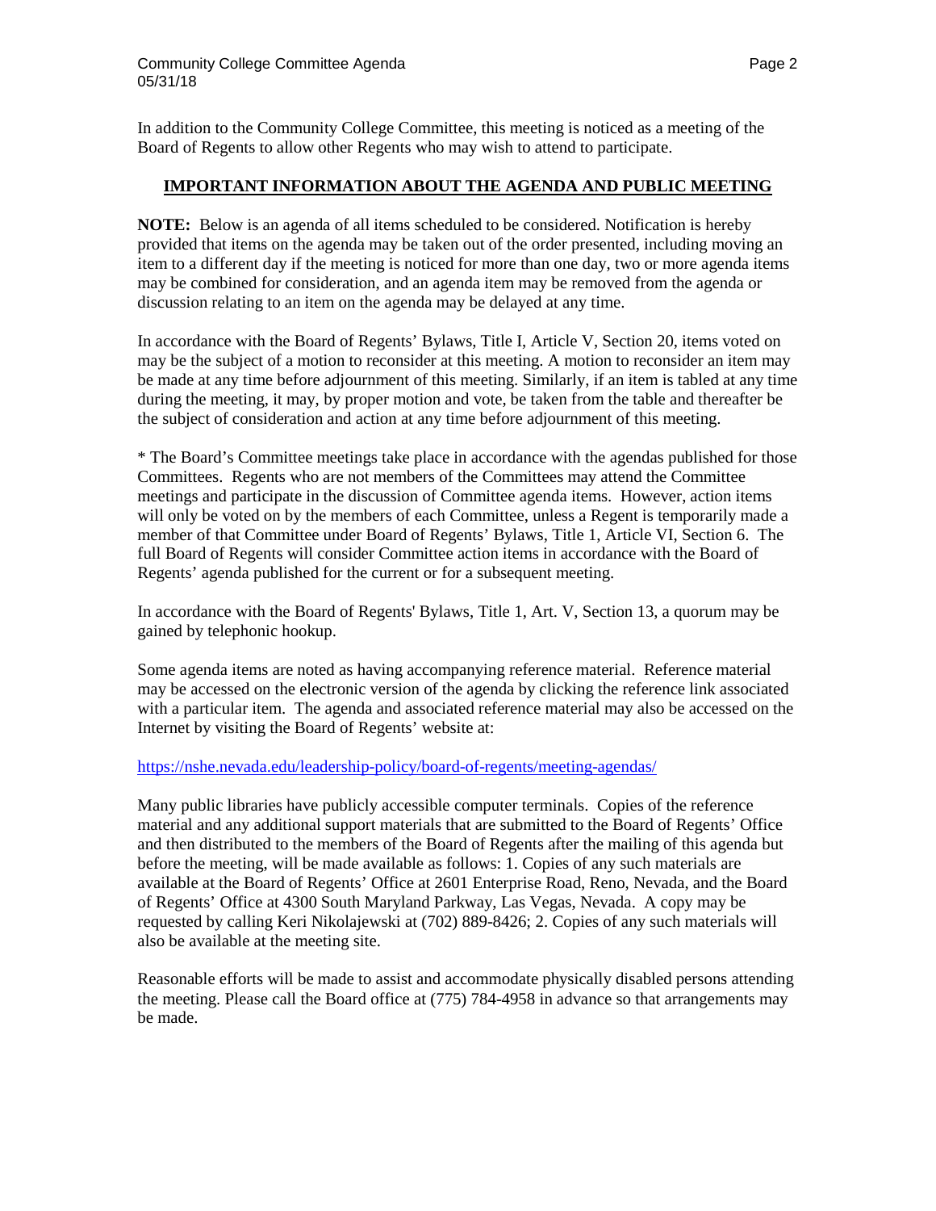In addition to the Community College Committee, this meeting is noticed as a meeting of the Board of Regents to allow other Regents who may wish to attend to participate.

## IMPORTANT INFORMATION ABOUT THE AGENDA AND PUBLIC MEETING

**NOTE:** Below is an agenda of all items scheduled to be considered. Notification is hereby provided that items on the agenda may be taken out of the order presented, including moving an item to a different day if the meeting is noticed for more than one day, two or more agenda items may be combined for consideration, and an agenda item may be removed from the agenda or discussion relating to an item on the agenda may be delayed at any time.

In accordance with the Board of Regents' Bylaws, Title I, Article V, Section 20, items voted on may be the subject of a motion to reconsider at this meeting. A motion to reconsider an item may be made at any time before adjournment of this meeting. Similarly, if an item is tabled at any time during the meeting, it may, by proper motion and vote, be taken from the table and thereafter be the subject of consideration and action at any time before adjournment of this meeting.

* The Board's Committee meetings take place in accordance with the agendas published for those Committees. Regents who are not members of the Committees may attend the Committee meetings and participate in the discussion of Committee agenda items. However, action items will only be voted on by the members of each Committee, unless a Regent is temporarily made a member of that Committee under Board of Regents' Bylaws, Title 1, Article VI, Section 6. The full Board of Regents will consider Committee action items in accordance with the Board of Regents' agenda published for the current or for a subsequent meeting.

In accordance with the Board of Regents' Bylaws, Title 1, Art. V, Section 13, a quorum may be gained by telephonic hookup.

Some agenda items are noted as having accompanying reference material. Reference material may be accessed on the electronic version of the agenda by clicking the reference link associated with a particular item. The agenda and associated reference material may also be accessed on the Internet by visiting the Board of Regents' website at:

https://nshe.nevada.edu/leadership-policy/board-of-regents/meeting-agendas/

Many public libraries have publicly accessible computer terminals. Copies of the reference material and any additional support materials that are submitted to the Board of Regents' Office and then distributed to the members of the Board of Regents after the mailing of this agenda but before the meeting, will be made available as follows: 1. Copies of any such materials are available at the Board of Regents' Office at 2601 Enterprise Road, Reno, Nevada, and the Board of Regents' Office at 4300 South Maryland Parkway, Las Vegas, Nevada. A copy may be requested by calling Keri Nikolajewski at (702) 889-8426; 2. Copies of any such materials will also be available at the meeting site.

Reasonable efforts will be made to assist and accommodate physically disabled persons attending the meeting. Please call the Board office at (775) 784-4958 in advance so that arrangements may be made.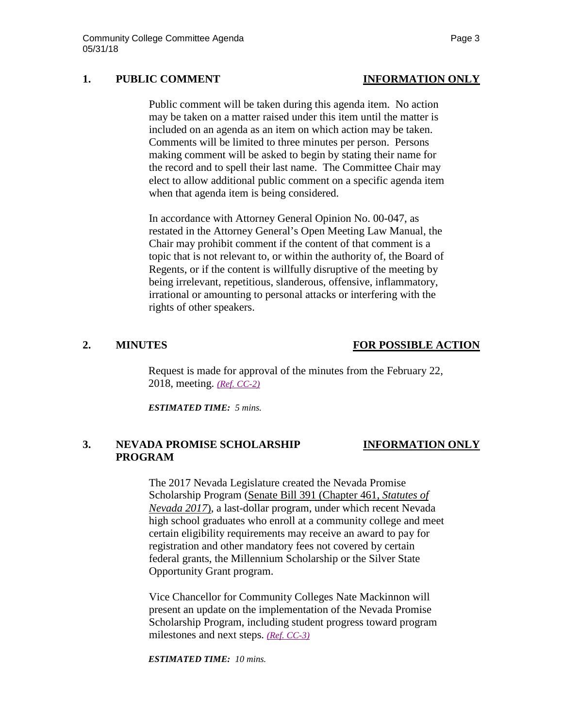## 1. PUBLIC COMMENT — INFORMATION ONLY

Public comment will be taken during this agenda item. No action may be taken on a matter raised under this item until the matter is included on an agenda as an item on which action may be taken. Comments will be limited to three minutes per person. Persons making comment will be asked to begin by stating their name for the record and to spell their last name. The Committee Chair may elect to allow additional public comment on a specific agenda item when that agenda item is being considered.

In accordance with Attorney General Opinion No. 00-047, as restated in the Attorney General's Open Meeting Law Manual, the Chair may prohibit comment if the content of that comment is a topic that is not relevant to, or within the authority of, the Board of Regents, or if the content is willfully disruptive of the meeting by being irrelevant, repetitious, slanderous, offensive, inflammatory, irrational or amounting to personal attacks or interfering with the rights of other speakers.

## 2. MINUTES — FOR POSSIBLE ACTION

Request is made for approval of the minutes from the February 22, 2018, meeting. *(Ref. CC-2)*

***ESTIMATED TIME:*** *5 mins.*

## 3. NEVADA PROMISE SCHOLARSHIP PROGRAM — INFORMATION ONLY

The 2017 Nevada Legislature created the Nevada Promise Scholarship Program (Senate Bill 391 (Chapter 461, *Statutes of Nevada 2017*), a last-dollar program, under which recent Nevada high school graduates who enroll at a community college and meet certain eligibility requirements may receive an award to pay for registration and other mandatory fees not covered by certain federal grants, the Millennium Scholarship or the Silver State Opportunity Grant program.

Vice Chancellor for Community Colleges Nate Mackinnon will present an update on the implementation of the Nevada Promise Scholarship Program, including student progress toward program milestones and next steps. *(Ref. CC-3)*

***ESTIMATED TIME:*** *10 mins.*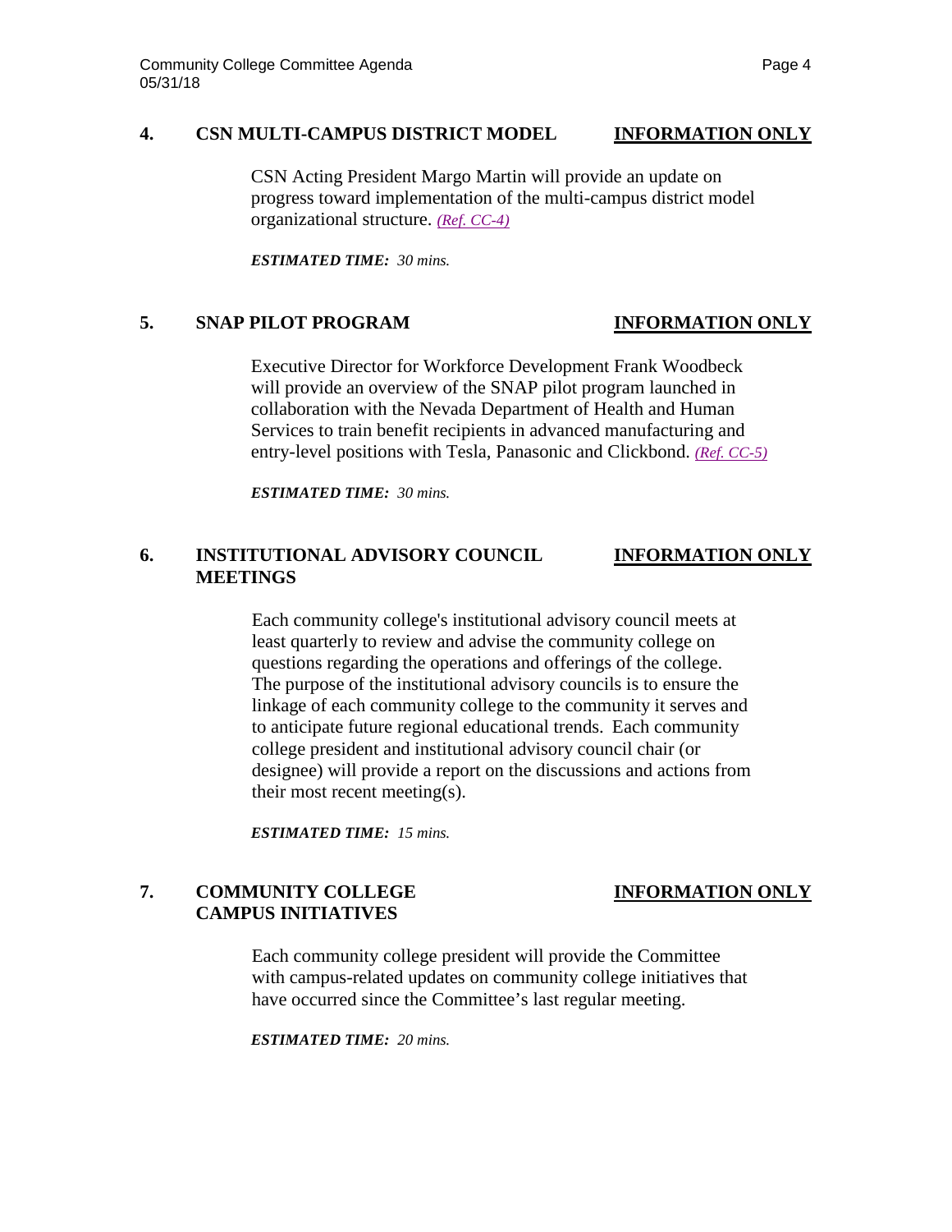**4. CSN MULTI-CAMPUS DISTRICT MODEL** **INFORMATION ONLY**

CSN Acting President Margo Martin will provide an update on progress toward implementation of the multi-campus district model organizational structure. *(Ref. CC-4)*

***ESTIMATED TIME:*** *30 mins.*

**5. SNAP PILOT PROGRAM** **INFORMATION ONLY**

Executive Director for Workforce Development Frank Woodbeck will provide an overview of the SNAP pilot program launched in collaboration with the Nevada Department of Health and Human Services to train benefit recipients in advanced manufacturing and entry-level positions with Tesla, Panasonic and Clickbond. *(Ref. CC-5)*

***ESTIMATED TIME:*** *30 mins.*

**6. INSTITUTIONAL ADVISORY COUNCIL MEETINGS** **INFORMATION ONLY**

Each community college's institutional advisory council meets at least quarterly to review and advise the community college on questions regarding the operations and offerings of the college. The purpose of the institutional advisory councils is to ensure the linkage of each community college to the community it serves and to anticipate future regional educational trends. Each community college president and institutional advisory council chair (or designee) will provide a report on the discussions and actions from their most recent meeting(s).

***ESTIMATED TIME:*** *15 mins.*

**7. COMMUNITY COLLEGE CAMPUS INITIATIVES** **INFORMATION ONLY**

Each community college president will provide the Committee with campus-related updates on community college initiatives that have occurred since the Committee's last regular meeting.

***ESTIMATED TIME:*** *20 mins.*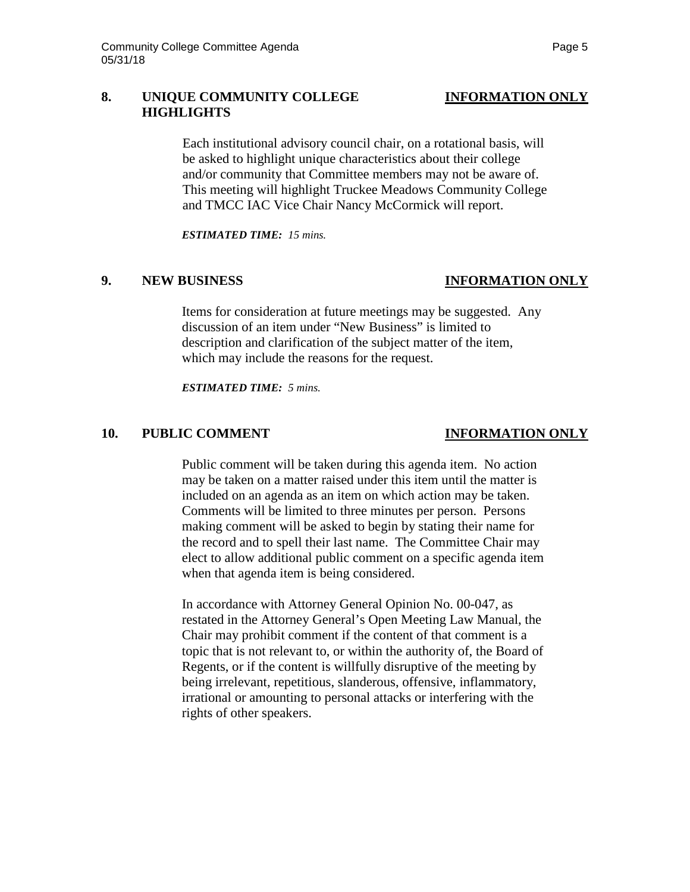## 8. UNIQUE COMMUNITY COLLEGE HIGHLIGHTS — INFORMATION ONLY

Each institutional advisory council chair, on a rotational basis, will be asked to highlight unique characteristics about their college and/or community that Committee members may not be aware of. This meeting will highlight Truckee Meadows Community College and TMCC IAC Vice Chair Nancy McCormick will report.

***ESTIMATED TIME:*** *15 mins.*

## 9. NEW BUSINESS — INFORMATION ONLY

Items for consideration at future meetings may be suggested. Any discussion of an item under "New Business" is limited to description and clarification of the subject matter of the item, which may include the reasons for the request.

***ESTIMATED TIME:*** *5 mins.*

## 10. PUBLIC COMMENT — INFORMATION ONLY

Public comment will be taken during this agenda item. No action may be taken on a matter raised under this item until the matter is included on an agenda as an item on which action may be taken. Comments will be limited to three minutes per person. Persons making comment will be asked to begin by stating their name for the record and to spell their last name. The Committee Chair may elect to allow additional public comment on a specific agenda item when that agenda item is being considered.

In accordance with Attorney General Opinion No. 00-047, as restated in the Attorney General's Open Meeting Law Manual, the Chair may prohibit comment if the content of that comment is a topic that is not relevant to, or within the authority of, the Board of Regents, or if the content is willfully disruptive of the meeting by being irrelevant, repetitious, slanderous, offensive, inflammatory, irrational or amounting to personal attacks or interfering with the rights of other speakers.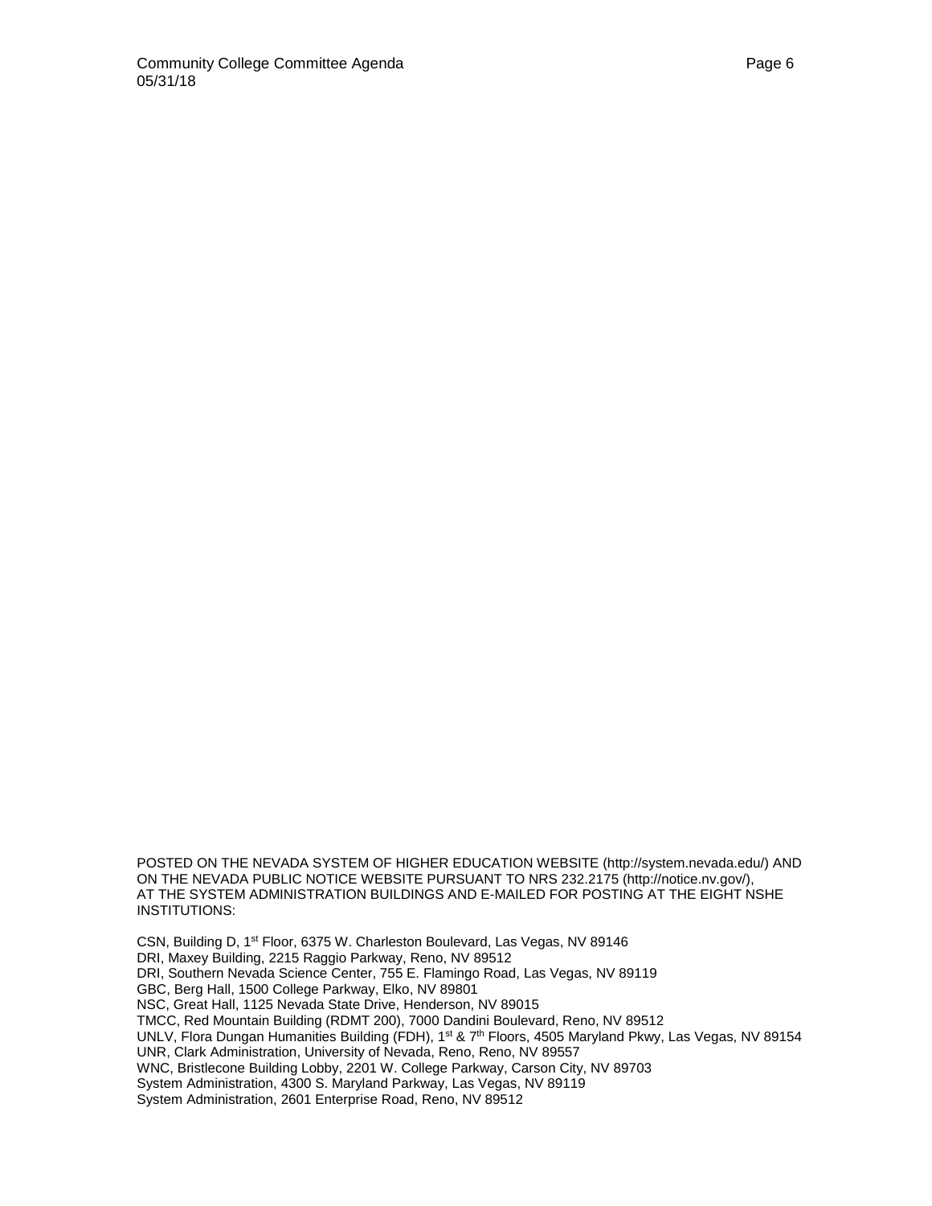POSTED ON THE NEVADA SYSTEM OF HIGHER EDUCATION WEBSITE (http://system.nevada.edu/) AND ON THE NEVADA PUBLIC NOTICE WEBSITE PURSUANT TO NRS 232.2175 (http://notice.nv.gov/), AT THE SYSTEM ADMINISTRATION BUILDINGS AND E-MAILED FOR POSTING AT THE EIGHT NSHE INSTITUTIONS:

CSN, Building D, 1st Floor, 6375 W. Charleston Boulevard, Las Vegas, NV 89146
DRI, Maxey Building, 2215 Raggio Parkway, Reno, NV 89512
DRI, Southern Nevada Science Center, 755 E. Flamingo Road, Las Vegas, NV 89119
GBC, Berg Hall, 1500 College Parkway, Elko, NV 89801
NSC, Great Hall, 1125 Nevada State Drive, Henderson, NV 89015
TMCC, Red Mountain Building (RDMT 200), 7000 Dandini Boulevard, Reno, NV 89512
UNLV, Flora Dungan Humanities Building (FDH), 1st & 7th Floors, 4505 Maryland Pkwy, Las Vegas, NV 89154
UNR, Clark Administration, University of Nevada, Reno, Reno, NV 89557
WNC, Bristlecone Building Lobby, 2201 W. College Parkway, Carson City, NV 89703
System Administration, 4300 S. Maryland Parkway, Las Vegas, NV 89119
System Administration, 2601 Enterprise Road, Reno, NV 89512